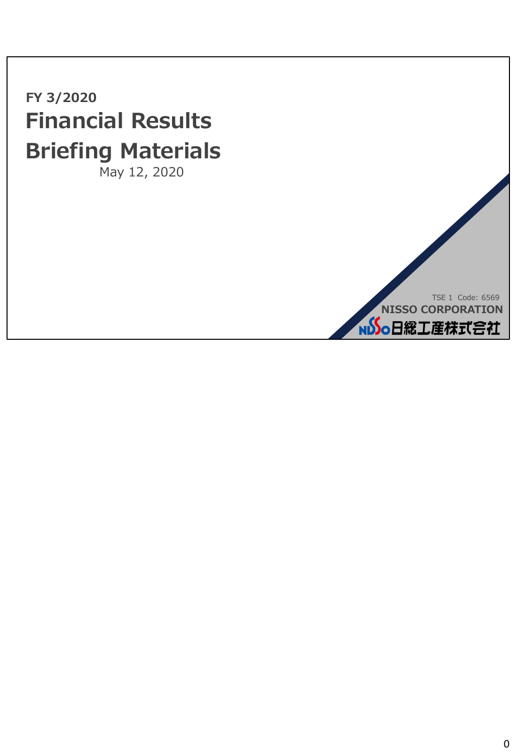**FY 3/2020**

# Financial Results Briefing Materials

May 12, 2020

TSE 1 Code: 6569

**NISSO CORPORATION**

日総工産株式会社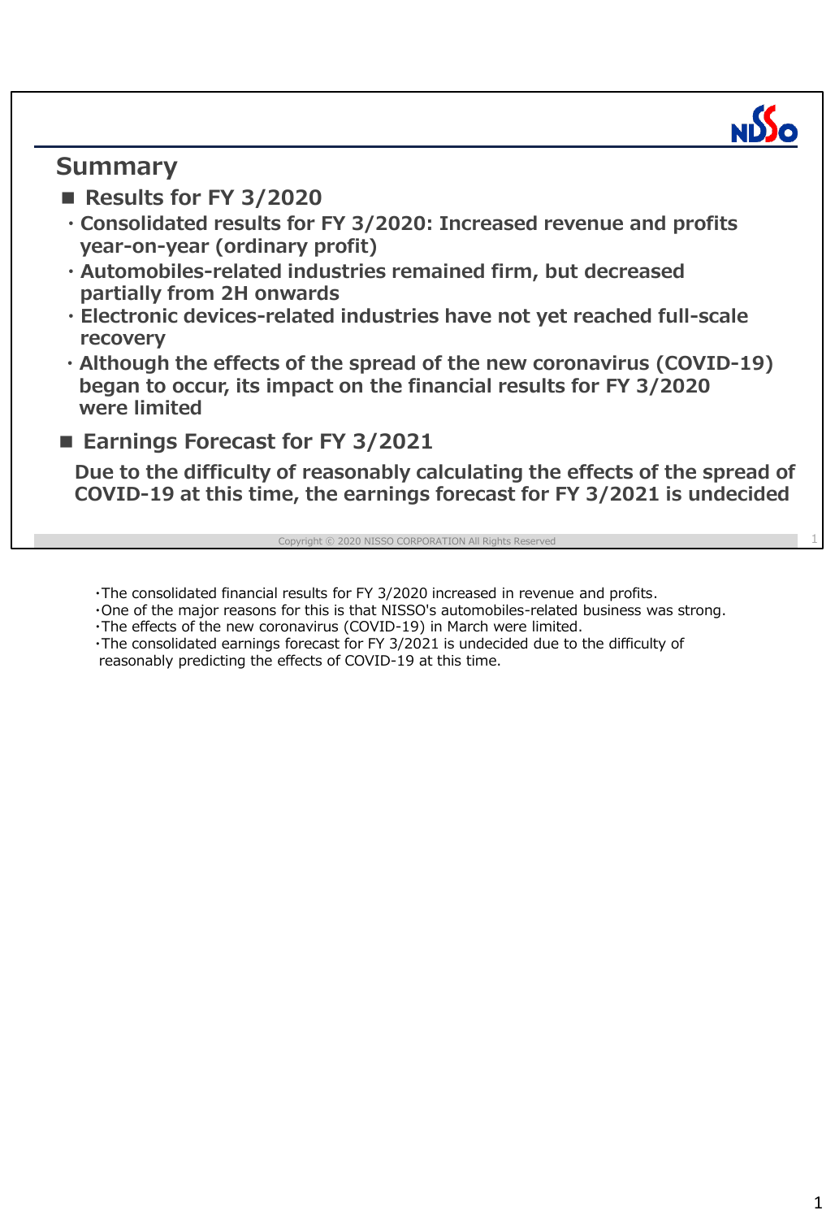## Summary

### ■ Results for FY 3/2020

- Consolidated results for FY 3/2020: Increased revenue and profits year-on-year (ordinary profit)
- Automobiles-related industries remained firm, but decreased partially from 2H onwards
- Electronic devices-related industries have not yet reached full-scale recovery
- Although the effects of the spread of the new coronavirus (COVID-19) began to occur, its impact on the financial results for FY 3/2020 were limited

### ■ Earnings Forecast for FY 3/2021

**Due to the difficulty of reasonably calculating the effects of the spread of COVID-19 at this time, the earnings forecast for FY 3/2021 is undecided**

Copyright © 2020 NISSO CORPORATION All Rights Reserved

- The consolidated financial results for FY 3/2020 increased in revenue and profits.
- One of the major reasons for this is that NISSO's automobiles-related business was strong.
- The effects of the new coronavirus (COVID-19) in March were limited.
- The consolidated earnings forecast for FY 3/2021 is undecided due to the difficulty of reasonably predicting the effects of COVID-19 at this time.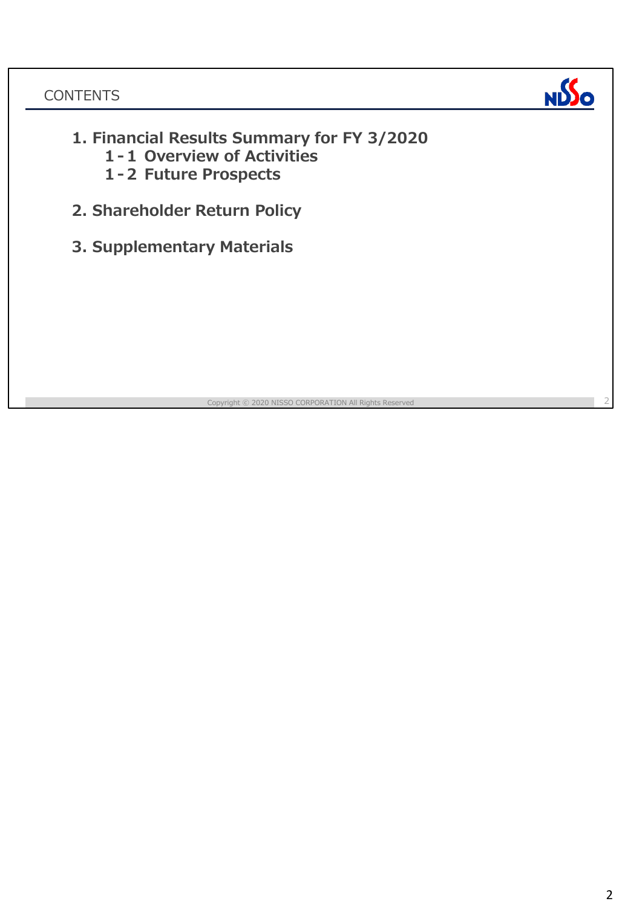# CONTENTS

1. **Financial Results Summary for FY 3/2020**
   - **1-1 Overview of Activities**
   - **1-2 Future Prospects**

2. **Shareholder Return Policy**

3. **Supplementary Materials**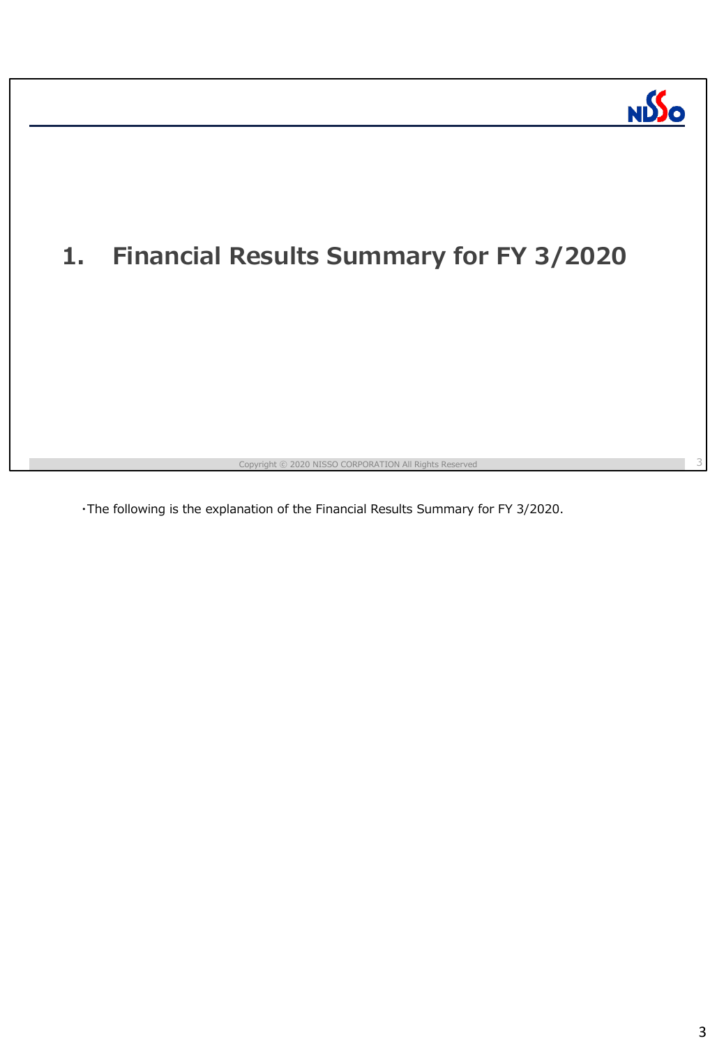# 1. Financial Results Summary for FY 3/2020

・The following is the explanation of the Financial Results Summary for FY 3/2020.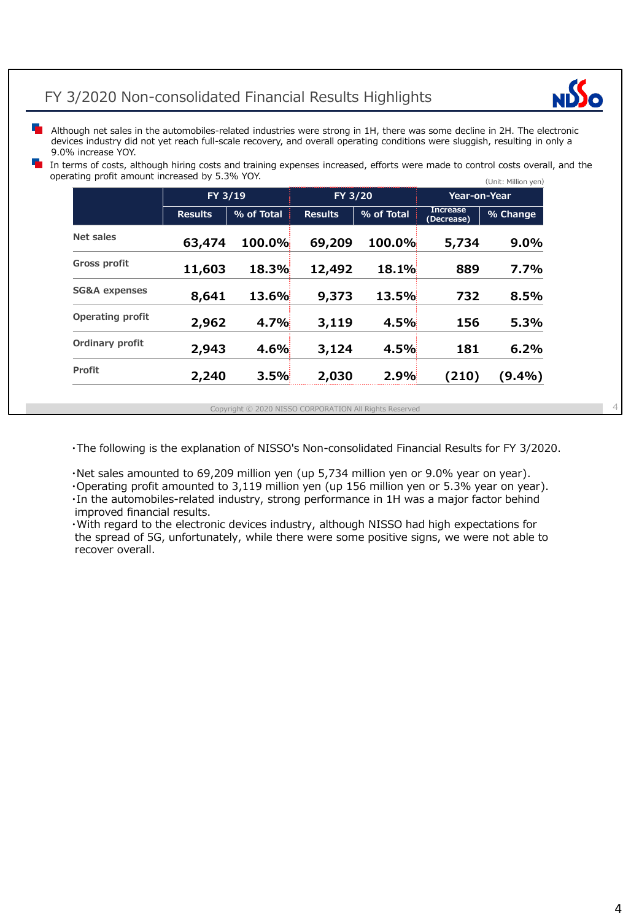## FY 3/2020 Non-consolidated Financial Results Highlights

- Although net sales in the automobiles-related industries were strong in 1H, there was some decline in 2H. The electronic devices industry did not yet reach full-scale recovery, and overall operating conditions were sluggish, resulting in only a 9.0% increase YOY.
- In terms of costs, although hiring costs and training expenses increased, efforts were made to control costs overall, and the operating profit amount increased by 5.3% YOY.

(Unit: Million yen)

| | FY 3/19 | | FY 3/20 | | Year-on-Year | |
|---|---|---|---|---|---|---|
| | Results | % of Total | Results | % of Total | Increase (Decrease) | % Change |
| Net sales | 63,474 | 100.0% | 69,209 | 100.0% | 5,734 | 9.0% |
| Gross profit | 11,603 | 18.3% | 12,492 | 18.1% | 889 | 7.7% |
| SG&A expenses | 8,641 | 13.6% | 9,373 | 13.5% | 732 | 8.5% |
| Operating profit | 2,962 | 4.7% | 3,119 | 4.5% | 156 | 5.3% |
| Ordinary profit | 2,943 | 4.6% | 3,124 | 4.5% | 181 | 6.2% |
| Profit | 2,240 | 3.5% | 2,030 | 2.9% | (210) | (9.4%) |

Copyright © 2020 NISSO CORPORATION All Rights Reserved

・The following is the explanation of NISSO's Non-consolidated Financial Results for FY 3/2020.

・Net sales amounted to 69,209 million yen (up 5,734 million yen or 9.0% year on year).
・Operating profit amounted to 3,119 million yen (up 156 million yen or 5.3% year on year).
・In the automobiles-related industry, strong performance in 1H was a major factor behind improved financial results.
・With regard to the electronic devices industry, although NISSO had high expectations for the spread of 5G, unfortunately, while there were some positive signs, we were not able to recover overall.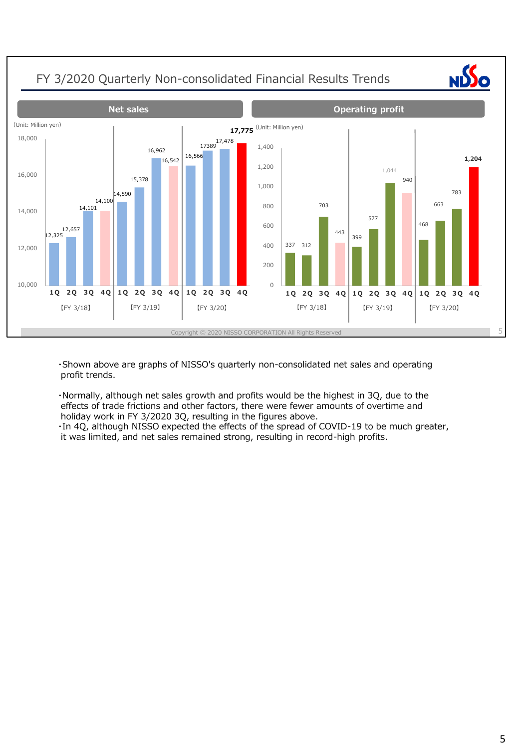# FY 3/2020 Quarterly Non-consolidated Financial Results Trends

**Net sales** (Unit: Million yen)

| | 1Q | 2Q | 3Q | 4Q |
|---|---|---|---|---|
| FY 3/18 | 12,325 | 12,657 | 14,101 | 14,100 |
| FY 3/19 | 14,590 | 15,378 | 16,962 | 16,542 |
| FY 3/20 | 16,566 | 17389 | 17,478 | 17,775 |

**Operating profit** (Unit: Million yen)

| | 1Q | 2Q | 3Q | 4Q |
|---|---|---|---|---|
| FY 3/18 | 337 | 312 | 703 | 443 |
| FY 3/19 | 399 | 577 | 1,044 | 940 |
| FY 3/20 | 468 | 663 | 783 | 1,204 |

Copyright © 2020 NISSO CORPORATION All Rights Reserved

- Shown above are graphs of NISSO's quarterly non-consolidated net sales and operating profit trends.
- Normally, although net sales growth and profits would be the highest in 3Q, due to the effects of trade frictions and other factors, there were fewer amounts of overtime and holiday work in FY 3/2020 3Q, resulting in the figures above.
- In 4Q, although NISSO expected the effects of the spread of COVID-19 to be much greater, it was limited, and net sales remained strong, resulting in record-high profits.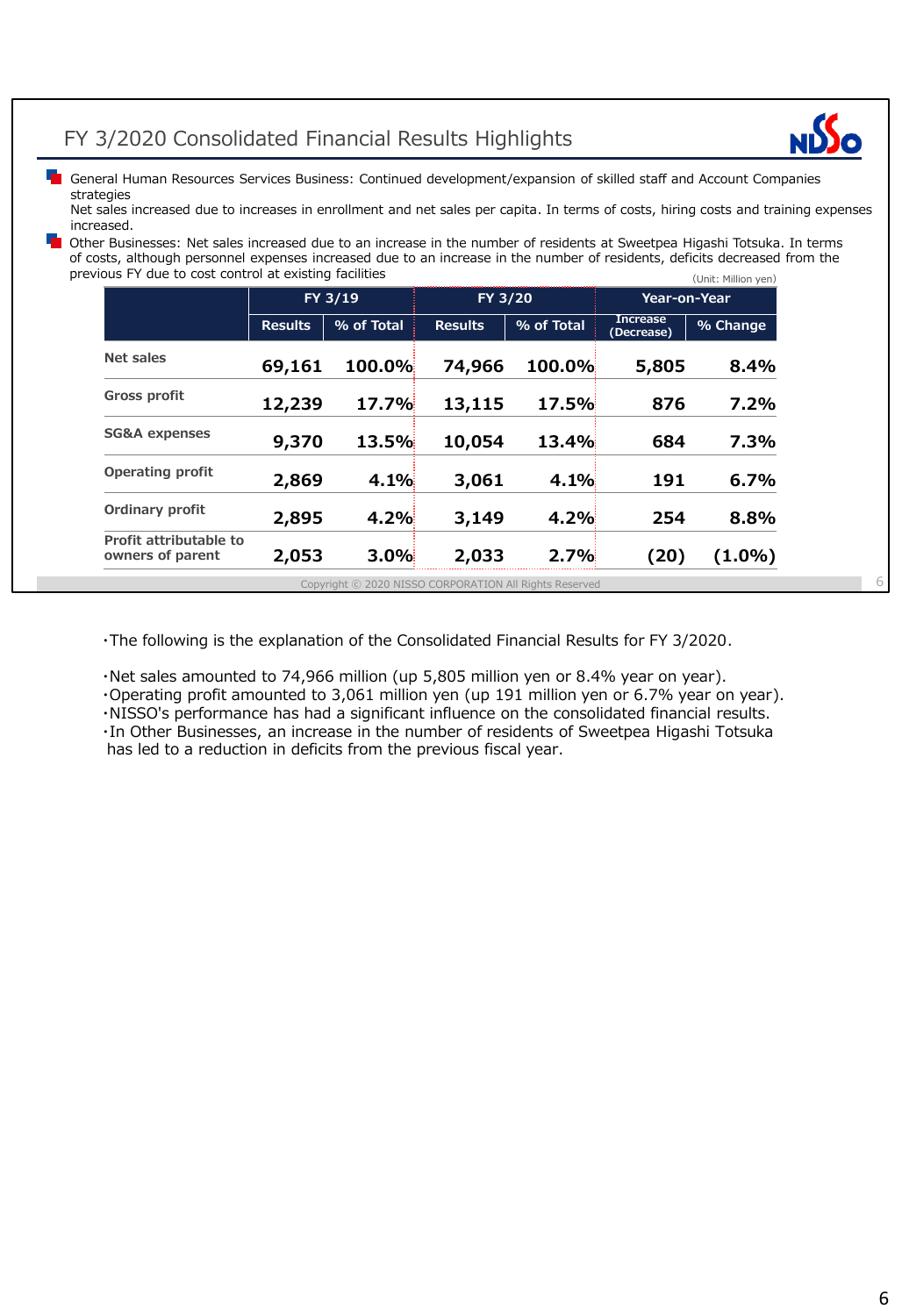# FY 3/2020 Consolidated Financial Results Highlights

- General Human Resources Services Business: Continued development/expansion of skilled staff and Account Companies strategies
  Net sales increased due to increases in enrollment and net sales per capita. In terms of costs, hiring costs and training expenses increased.
- Other Businesses: Net sales increased due to an increase in the number of residents at Sweetpea Higashi Totsuka. In terms of costs, although personnel expenses increased due to an increase in the number of residents, deficits decreased from the previous FY due to cost control at existing facilities

(Unit: Million yen)

| | FY 3/19 | | FY 3/20 | | Year-on-Year | |
|---|---|---|---|---|---|---|
| | Results | % of Total | Results | % of Total | Increase (Decrease) | % Change |
| Net sales | 69,161 | 100.0% | 74,966 | 100.0% | 5,805 | 8.4% |
| Gross profit | 12,239 | 17.7% | 13,115 | 17.5% | 876 | 7.2% |
| SG&A expenses | 9,370 | 13.5% | 10,054 | 13.4% | 684 | 7.3% |
| Operating profit | 2,869 | 4.1% | 3,061 | 4.1% | 191 | 6.7% |
| Ordinary profit | 2,895 | 4.2% | 3,149 | 4.2% | 254 | 8.8% |
| Profit attributable to owners of parent | 2,053 | 3.0% | 2,033 | 2.7% | (20) | (1.0%) |

Copyright © 2020 NISSO CORPORATION All Rights Reserved

・The following is the explanation of the Consolidated Financial Results for FY 3/2020.

・Net sales amounted to 74,966 million (up 5,805 million yen or 8.4% year on year).
・Operating profit amounted to 3,061 million yen (up 191 million yen or 6.7% year on year).
・NISSO's performance has had a significant influence on the consolidated financial results.
・In Other Businesses, an increase in the number of residents of Sweetpea Higashi Totsuka has led to a reduction in deficits from the previous fiscal year.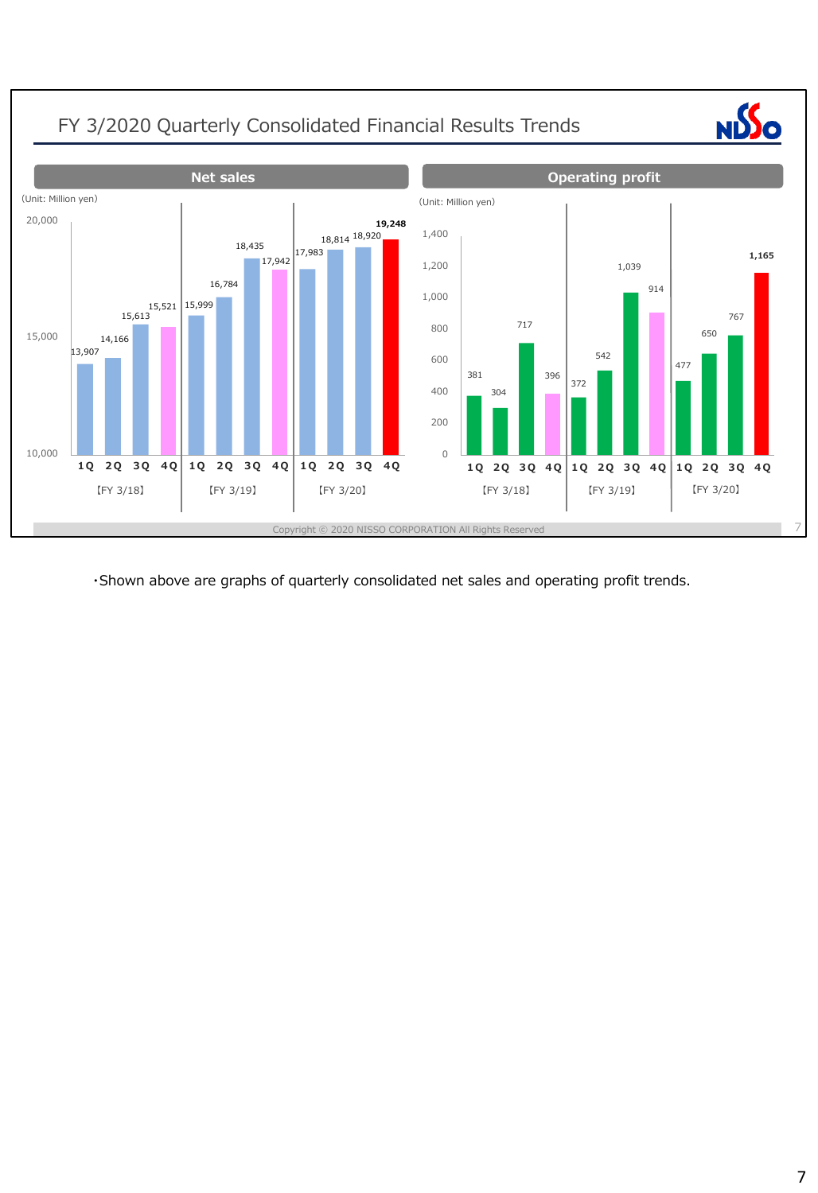# FY 3/2020 Quarterly Consolidated Financial Results Trends

## Net sales

(Unit: Million yen)

| | 1Q | 2Q | 3Q | 4Q |
|---|---|---|---|---|
| FY 3/18 | 13,907 | 14,166 | 15,613 | 15,521 |
| FY 3/19 | 15,999 | 16,784 | 18,435 | 17,942 |
| FY 3/20 | 17,983 | 18,814 | 18,920 | **19,248** |

## Operating profit

(Unit: Million yen)

| | 1Q | 2Q | 3Q | 4Q |
|---|---|---|---|---|
| FY 3/18 | 381 | 304 | 717 | 396 |
| FY 3/19 | 372 | 542 | 1,039 | 914 |
| FY 3/20 | 477 | 650 | 767 | **1,165** |

Copyright © 2020 NISSO CORPORATION All Rights Reserved

・Shown above are graphs of quarterly consolidated net sales and operating profit trends.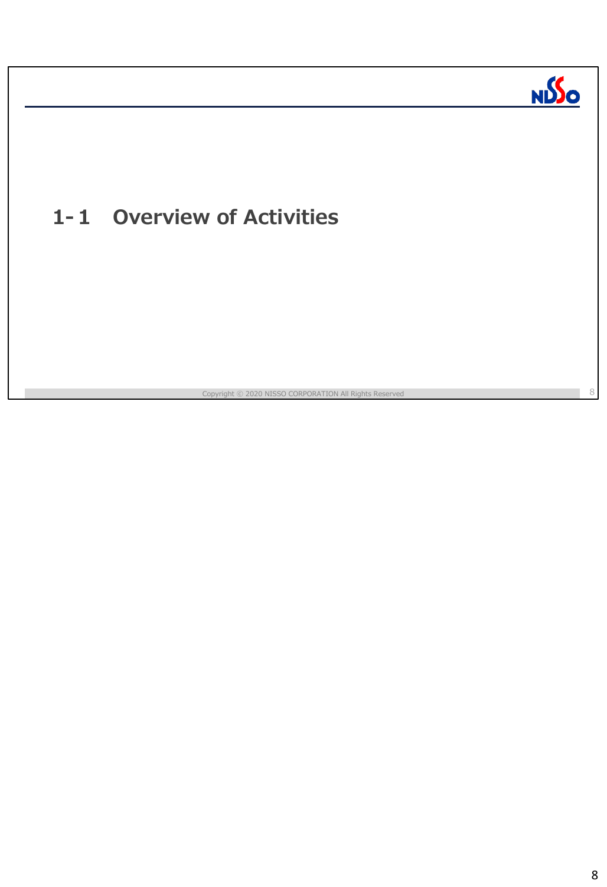# 1-1 Overview of Activities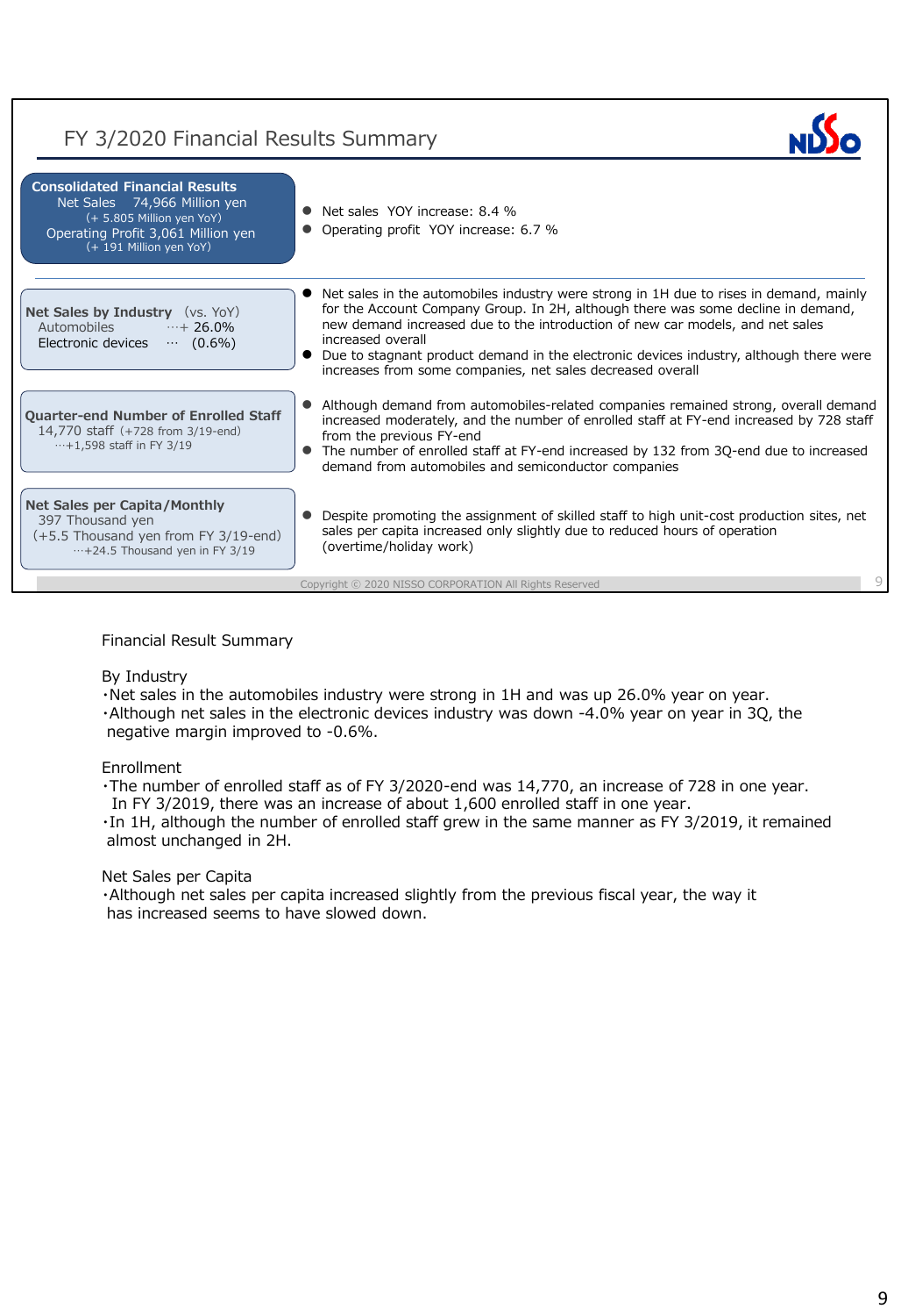# FY 3/2020 Financial Results Summary

**Consolidated Financial Results**
Net Sales 74,966 Million yen
(+ 5.805 Million yen YoY)
Operating Profit 3,061 Million yen
(+ 191 Million yen YoY)

- Net sales YOY increase: 8.4 %
- Operating profit YOY increase: 6.7 %

**Net Sales by Industry** (vs. YoY)
Automobiles …+ 26.0%
Electronic devices … (0.6%)

- Net sales in the automobiles industry were strong in 1H due to rises in demand, mainly for the Account Company Group. In 2H, although there was some decline in demand, new demand increased due to the introduction of new car models, and net sales increased overall
- Due to stagnant product demand in the electronic devices industry, although there were increases from some companies, net sales decreased overall

**Quarter-end Number of Enrolled Staff**
14,770 staff (+728 from 3/19-end)
…+1,598 staff in FY 3/19

- Although demand from automobiles-related companies remained strong, overall demand increased moderately, and the number of enrolled staff at FY-end increased by 728 staff from the previous FY-end
- The number of enrolled staff at FY-end increased by 132 from 3Q-end due to increased demand from automobiles and semiconductor companies

**Net Sales per Capita/Monthly**
397 Thousand yen
(+5.5 Thousand yen from FY 3/19-end)
…+24.5 Thousand yen in FY 3/19

- Despite promoting the assignment of skilled staff to high unit-cost production sites, net sales per capita increased only slightly due to reduced hours of operation (overtime/holiday work)

Copyright © 2020 NISSO CORPORATION All Rights Reserved

Financial Result Summary

By Industry
・Net sales in the automobiles industry were strong in 1H and was up 26.0% year on year.
・Although net sales in the electronic devices industry was down -4.0% year on year in 3Q, the negative margin improved to -0.6%.

Enrollment
・The number of enrolled staff as of FY 3/2020-end was 14,770, an increase of 728 in one year.
In FY 3/2019, there was an increase of about 1,600 enrolled staff in one year.
・In 1H, although the number of enrolled staff grew in the same manner as FY 3/2019, it remained almost unchanged in 2H.

Net Sales per Capita
・Although net sales per capita increased slightly from the previous fiscal year, the way it has increased seems to have slowed down.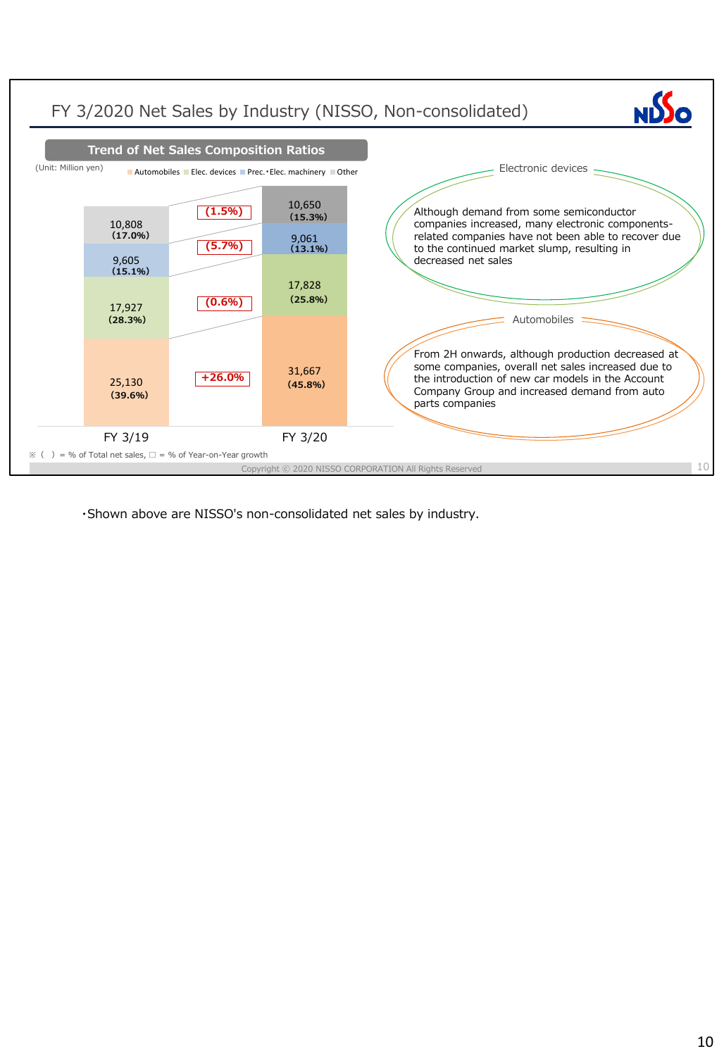# FY 3/2020 Net Sales by Industry (NISSO, Non-consolidated)

## Trend of Net Sales Composition Ratios

(Unit: Million yen)

| | FY 3/19 | YoY growth | FY 3/20 |
|---|---|---|---|
| Other | 10,808 (17.0%) | (1.5%) | 10,650 (15.3%) |
| Prec.・Elec. machinery | 9,605 (15.1%) | (5.7%) | 9,061 (13.1%) |
| Elec. devices | 17,927 (28.3%) | (0.6%) | 17,828 (25.8%) |
| Automobiles | 25,130 (39.6%) | +26.0% | 31,667 (45.8%) |

※ ( ) = % of Total net sales, □ = % of Year-on-Year growth

**Electronic devices**

Although demand from some semiconductor companies increased, many electronic components-related companies have not been able to recover due to the continued market slump, resulting in decreased net sales

**Automobiles**

From 2H onwards, although production decreased at some companies, overall net sales increased due to the introduction of new car models in the Account Company Group and increased demand from auto parts companies

Copyright © 2020 NISSO CORPORATION All Rights Reserved

・Shown above are NISSO's non-consolidated net sales by industry.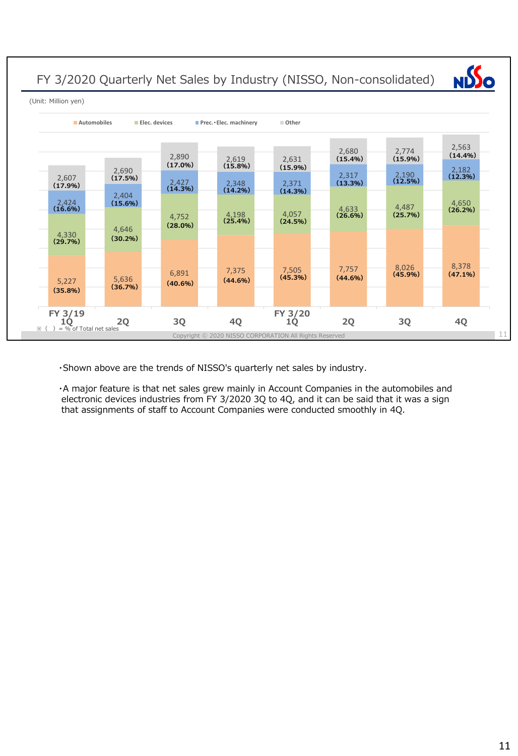## FY 3/2020 Quarterly Net Sales by Industry (NISSO, Non-consolidated)

(Unit: Million yen)

| | FY 3/19 1Q | 2Q | 3Q | 4Q | FY 3/20 1Q | 2Q | 3Q | 4Q |
|---|---|---|---|---|---|---|---|---|
| Automobiles | 5,227 (35.8%) | 5,636 (36.7%) | 6,891 (40.6%) | 7,375 (44.6%) | 7,505 (45.3%) | 7,757 (44.6%) | 8,026 (45.9%) | 8,378 (47.1%) |
| Elec. devices | 4,330 (29.7%) | 4,646 (30.2%) | 4,752 (28.0%) | 4,198 (25.4%) | 4,057 (24.5%) | 4,633 (26.6%) | 4,487 (25.7%) | 4,650 (26.2%) |
| Prec.・Elec. machinery | 2,424 (16.6%) | 2,404 (15.6%) | 2,427 (14.3%) | 2,348 (14.2%) | 2,371 (14.3%) | 2,317 (13.3%) | 2,190 (12.5%) | 2,182 (12.3%) |
| Other | 2,607 (17.9%) | 2,690 (17.5%) | 2,890 (17.0%) | 2,619 (15.8%) | 2,631 (15.9%) | 2,680 (15.4%) | 2,774 (15.9%) | 2,563 (14.4%) |

※ ( ) = % of Total net sales

Copyright © 2020 NISSO CORPORATION All Rights Reserved

・Shown above are the trends of NISSO's quarterly net sales by industry.

・A major feature is that net sales grew mainly in Account Companies in the automobiles and electronic devices industries from FY 3/2020 3Q to 4Q, and it can be said that it was a sign that assignments of staff to Account Companies were conducted smoothly in 4Q.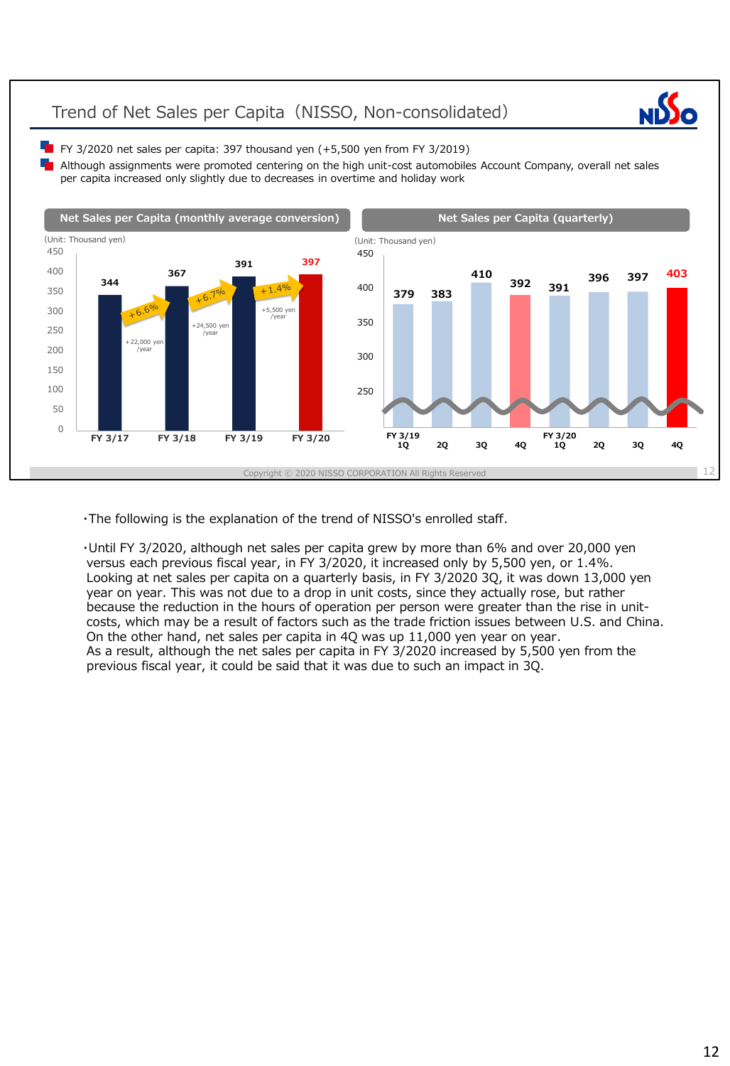## Trend of Net Sales per Capita（NISSO, Non-consolidated）

- FY 3/2020 net sales per capita: 397 thousand yen (+5,500 yen from FY 3/2019)
- Although assignments were promoted centering on the high unit-cost automobiles Account Company, overall net sales per capita increased only slightly due to decreases in overtime and holiday work

**Net Sales per Capita (monthly average conversion)**

(Unit: Thousand yen)

| | FY 3/17 | FY 3/18 | FY 3/19 | FY 3/20 |
|---|---|---|---|---|
| Net sales per capita | 344 | 367 | 391 | 397 |
| Change | | +6.6% (+22,000 yen/year) | +6.7% (+24,500 yen/year) | +1.4% (+5,500 yen/year) |

**Net Sales per Capita (quarterly)**

(Unit: Thousand yen)

| | FY 3/19 1Q | 2Q | 3Q | 4Q | FY 3/20 1Q | 2Q | 3Q | 4Q |
|---|---|---|---|---|---|---|---|---|
| Net sales per capita | 379 | 383 | 410 | 392 | 391 | 396 | 397 | 403 |

Copyright © 2020 NISSO CORPORATION All Rights Reserved

・The following is the explanation of the trend of NISSO's enrolled staff.

・Until FY 3/2020, although net sales per capita grew by more than 6% and over 20,000 yen versus each previous fiscal year, in FY 3/2020, it increased only by 5,500 yen, or 1.4%. Looking at net sales per capita on a quarterly basis, in FY 3/2020 3Q, it was down 13,000 yen year on year. This was not due to a drop in unit costs, since they actually rose, but rather because the reduction in the hours of operation per person were greater than the rise in unit-costs, which may be a result of factors such as the trade friction issues between U.S. and China. On the other hand, net sales per capita in 4Q was up 11,000 yen year on year. As a result, although the net sales per capita in FY 3/2020 increased by 5,500 yen from the previous fiscal year, it could be said that it was due to such an impact in 3Q.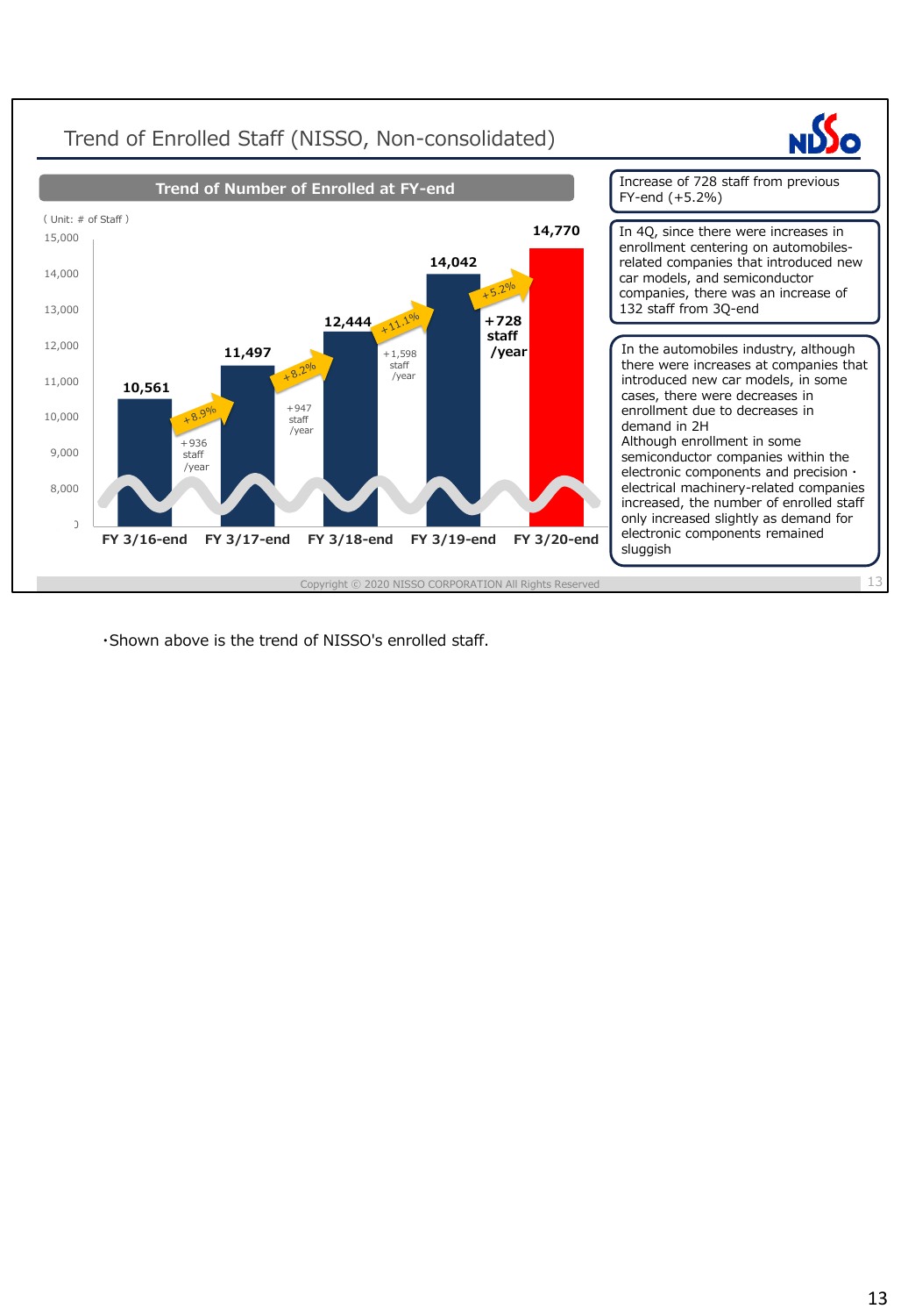# Trend of Enrolled Staff (NISSO, Non-consolidated)

**Trend of Number of Enrolled at FY-end**

( Unit: # of Staff )

| | FY 3/16-end | FY 3/17-end | FY 3/18-end | FY 3/19-end | FY 3/20-end |
|---|---|---|---|---|---|
| Enrolled staff | 10,561 | 11,497 | 12,444 | 14,042 | 14,770 |
| Increase | | +936 staff/year (+8.9%) | +947 staff/year (+8.2%) | +1,598 staff/year (+11.1%) | +728 staff/year (+5.2%) |

Increase of 728 staff from previous FY-end (+5.2%)

In 4Q, since there were increases in enrollment centering on automobiles-related companies that introduced new car models, and semiconductor companies, there was an increase of 132 staff from 3Q-end

In the automobiles industry, although there were increases at companies that introduced new car models, in some cases, there were decreases in enrollment due to decreases in demand in 2H
Although enrollment in some semiconductor companies within the electronic components and precision・electrical machinery-related companies increased, the number of enrolled staff only increased slightly as demand for electronic components remained sluggish

Copyright © 2020 NISSO CORPORATION All Rights Reserved

・Shown above is the trend of NISSO's enrolled staff.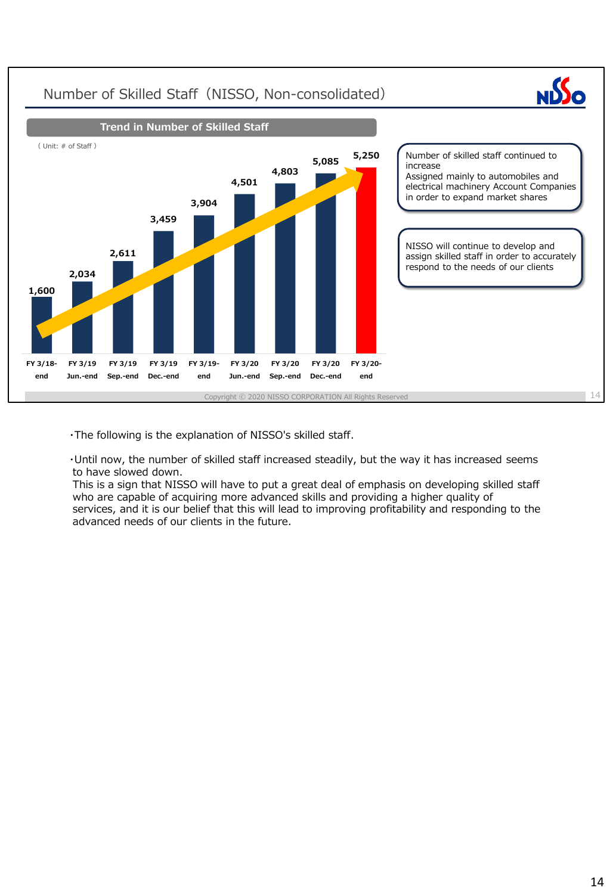# Number of Skilled Staff（NISSO, Non-consolidated）

## Trend in Number of Skilled Staff

( Unit: # of Staff )

| FY 3/18-end | FY 3/19 Jun.-end | FY 3/19 Sep.-end | FY 3/19 Dec.-end | FY 3/19-end | FY 3/20 Jun.-end | FY 3/20 Sep.-end | FY 3/20 Dec.-end | FY 3/20-end |
|---|---|---|---|---|---|---|---|---|
| 1,600 | 2,034 | 2,611 | 3,459 | 3,904 | 4,501 | 4,803 | 5,085 | 5,250 |

Number of skilled staff continued to increase
Assigned mainly to automobiles and electrical machinery Account Companies in order to expand market shares

NISSO will continue to develop and assign skilled staff in order to accurately respond to the needs of our clients

Copyright © 2020 NISSO CORPORATION All Rights Reserved

・The following is the explanation of NISSO's skilled staff.

・Until now, the number of skilled staff increased steadily, but the way it has increased seems to have slowed down.
This is a sign that NISSO will have to put a great deal of emphasis on developing skilled staff who are capable of acquiring more advanced skills and providing a higher quality of services, and it is our belief that this will lead to improving profitability and responding to the advanced needs of our clients in the future.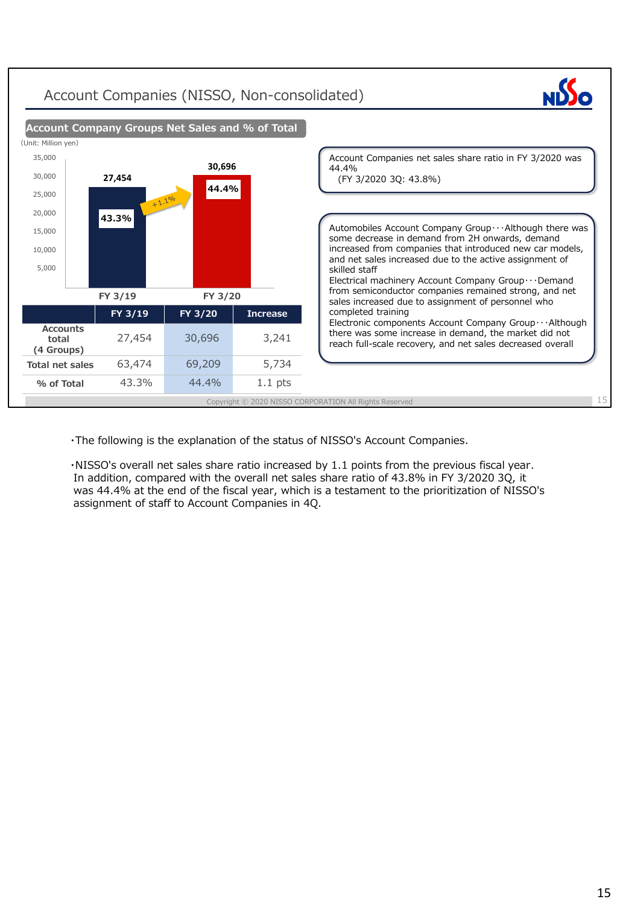# Account Companies (NISSO, Non-consolidated)

## Account Company Groups Net Sales and % of Total

(Unit: Million yen)

| | FY 3/19 | FY 3/20 | Increase |
|---|---|---|---|
| Accounts total (4 Groups) | 27,454 | 30,696 | 3,241 |
| Total net sales | 63,474 | 69,209 | 5,734 |
| % of Total | 43.3% | 44.4% | 1.1 pts |

Account Companies net sales share ratio in FY 3/2020 was 44.4%
(FY 3/2020 3Q: 43.8%)

Automobiles Account Company Group･･･Although there was some decrease in demand from 2H onwards, demand increased from companies that introduced new car models, and net sales increased due to the active assignment of skilled staff
Electrical machinery Account Company Group･･･Demand from semiconductor companies remained strong, and net sales increased due to assignment of personnel who completed training
Electronic components Account Company Group･･･Although there was some increase in demand, the market did not reach full-scale recovery, and net sales decreased overall

Copyright © 2020 NISSO CORPORATION All Rights Reserved

・The following is the explanation of the status of NISSO's Account Companies.

・NISSO's overall net sales share ratio increased by 1.1 points from the previous fiscal year. In addition, compared with the overall net sales share ratio of 43.8% in FY 3/2020 3Q, it was 44.4% at the end of the fiscal year, which is a testament to the prioritization of NISSO's assignment of staff to Account Companies in 4Q.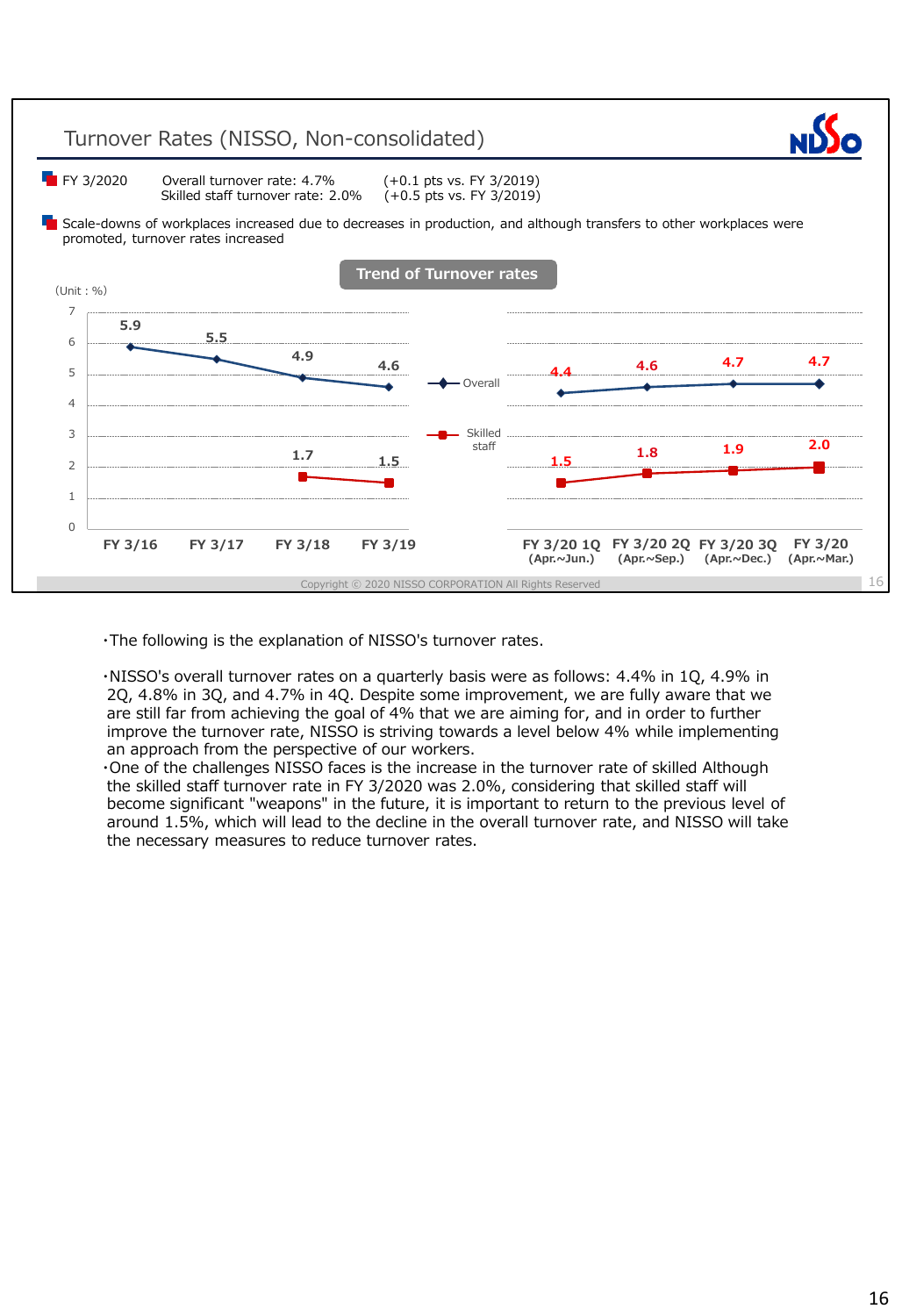## Turnover Rates (NISSO, Non-consolidated)

- FY 3/2020 Overall turnover rate: 4.7% (+0.1 pts vs. FY 3/2019)
  Skilled staff turnover rate: 2.0% (+0.5 pts vs. FY 3/2019)
- Scale-downs of workplaces increased due to decreases in production, and although transfers to other workplaces were promoted, turnover rates increased

**Trend of Turnover rates**

(Unit : %)

| | FY 3/16 | FY 3/17 | FY 3/18 | FY 3/19 | FY 3/20 1Q (Apr.~Jun.) | FY 3/20 2Q (Apr.~Sep.) | FY 3/20 3Q (Apr.~Dec.) | FY 3/20 (Apr.~Mar.) |
|---|---|---|---|---|---|---|---|---|
| Overall | 5.9 | 5.5 | 4.9 | 4.6 | 4.4 | 4.6 | 4.7 | 4.7 |
| Skilled staff | | | 1.7 | 1.5 | 1.5 | 1.8 | 1.9 | 2.0 |

Copyright © 2020 NISSO CORPORATION All Rights Reserved

・The following is the explanation of NISSO's turnover rates.

・NISSO's overall turnover rates on a quarterly basis were as follows: 4.4% in 1Q, 4.9% in 2Q, 4.8% in 3Q, and 4.7% in 4Q. Despite some improvement, we are fully aware that we are still far from achieving the goal of 4% that we are aiming for, and in order to further improve the turnover rate, NISSO is striving towards a level below 4% while implementing an approach from the perspective of our workers.
・One of the challenges NISSO faces is the increase in the turnover rate of skilled Although the skilled staff turnover rate in FY 3/2020 was 2.0%, considering that skilled staff will become significant "weapons" in the future, it is important to return to the previous level of around 1.5%, which will lead to the decline in the overall turnover rate, and NISSO will take the necessary measures to reduce turnover rates.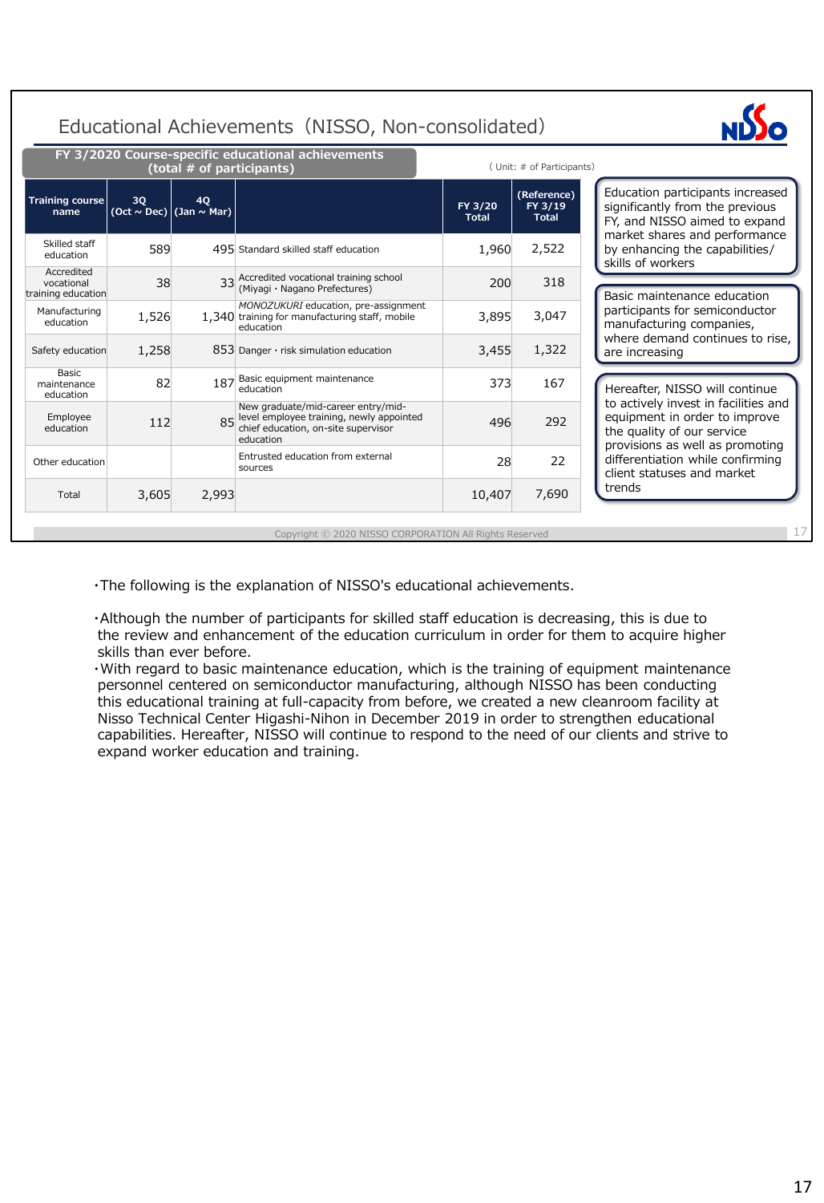## Educational Achievements（NISSO, Non-consolidated）

**FY 3/2020 Course-specific educational achievements (total # of participants)**

( Unit: # of Participants)

| Training course name | 3Q (Oct ~ Dec) | 4Q (Jan ~ Mar) | | FY 3/20 Total | (Reference) FY 3/19 Total |
|---|---|---|---|---|---|
| Skilled staff education | 589 | 495 | Standard skilled staff education | 1,960 | 2,522 |
| Accredited vocational training education | 38 | 33 | Accredited vocational training school (Miyagi・Nagano Prefectures) | 200 | 318 |
| Manufacturing education | 1,526 | 1,340 | *MONOZUKURI* education, pre-assignment training for manufacturing staff, mobile education | 3,895 | 3,047 |
| Safety education | 1,258 | 853 | Danger・risk simulation education | 3,455 | 1,322 |
| Basic maintenance education | 82 | 187 | Basic equipment maintenance education | 373 | 167 |
| Employee education | 112 | 85 | New graduate/mid-career entry/mid-level employee training, newly appointed chief education, on-site supervisor education | 496 | 292 |
| Other education | | | Entrusted education from external sources | 28 | 22 |
| Total | 3,605 | 2,993 | | 10,407 | 7,690 |

Education participants increased significantly from the previous FY, and NISSO aimed to expand market shares and performance by enhancing the capabilities/ skills of workers

Basic maintenance education participants for semiconductor manufacturing companies, where demand continues to rise, are increasing

Hereafter, NISSO will continue to actively invest in facilities and equipment in order to improve the quality of our service provisions as well as promoting differentiation while confirming client statuses and market trends

Copyright © 2020 NISSO CORPORATION All Rights Reserved

・The following is the explanation of NISSO's educational achievements.

・Although the number of participants for skilled staff education is decreasing, this is due to the review and enhancement of the education curriculum in order for them to acquire higher skills than ever before.

・With regard to basic maintenance education, which is the training of equipment maintenance personnel centered on semiconductor manufacturing, although NISSO has been conducting this educational training at full-capacity from before, we created a new cleanroom facility at Nisso Technical Center Higashi-Nihon in December 2019 in order to strengthen educational capabilities. Hereafter, NISSO will continue to respond to the need of our clients and strive to expand worker education and training.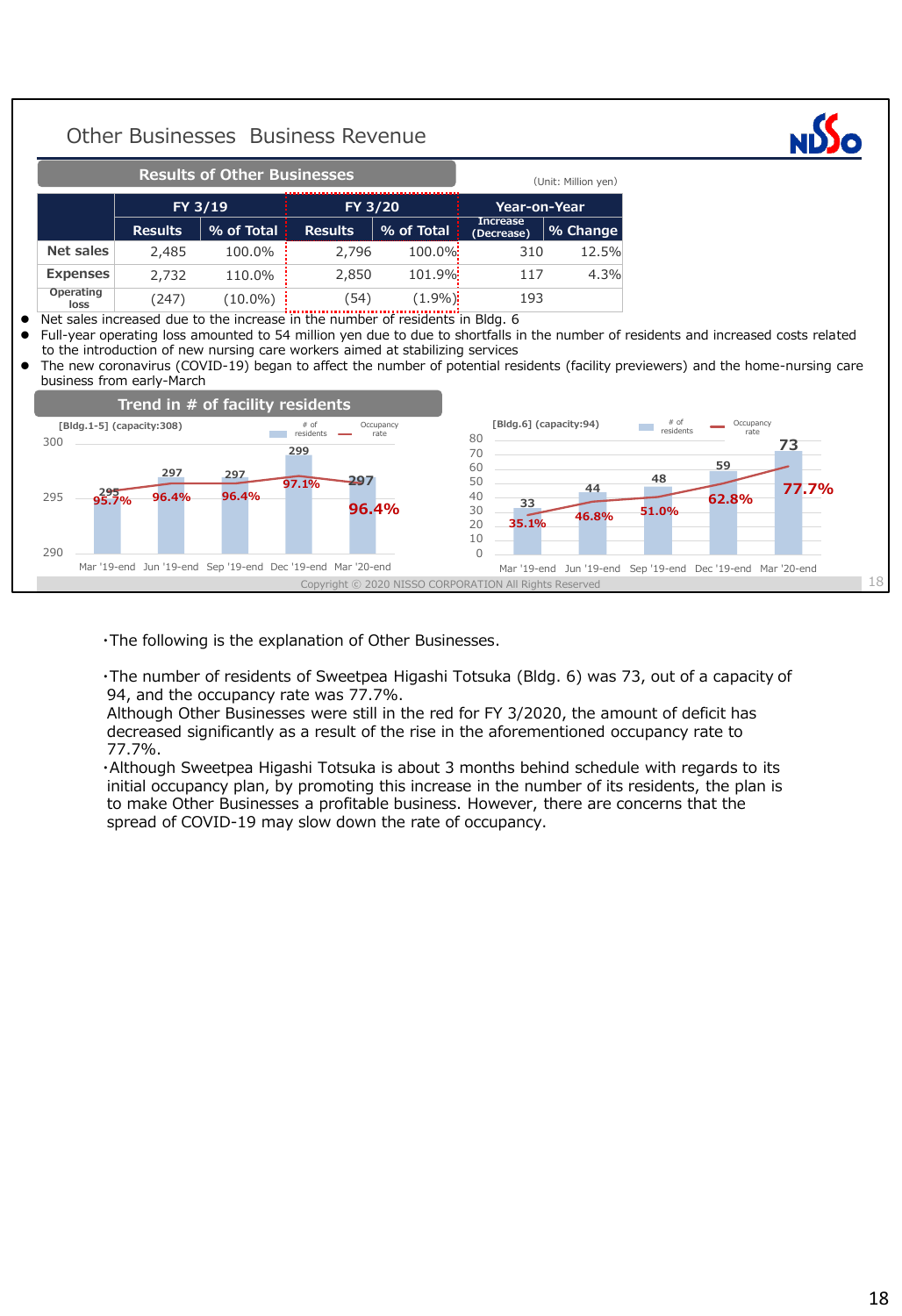# Other Businesses Business Revenue

## Results of Other Businesses

(Unit: Million yen)

| | FY 3/19 | | FY 3/20 | | Year-on-Year | |
|---|---|---|---|---|---|---|
| | Results | % of Total | Results | % of Total | Increase (Decrease) | % Change |
| Net sales | 2,485 | 100.0% | 2,796 | 100.0% | 310 | 12.5% |
| Expenses | 2,732 | 110.0% | 2,850 | 101.9% | 117 | 4.3% |
| Operating loss | (247) | (10.0%) | (54) | (1.9%) | 193 | |

- Net sales increased due to the increase in the number of residents in Bldg. 6
- Full-year operating loss amounted to 54 million yen due to due to shortfalls in the number of residents and increased costs related to the introduction of new nursing care workers aimed at stabilizing services
- The new coronavirus (COVID-19) began to affect the number of potential residents (facility previewers) and the home-nursing care business from early-March

## Trend in # of facility residents

[Bldg.1-5] (capacity:308)

| | Mar '19-end | Jun '19-end | Sep '19-end | Dec '19-end | Mar '20-end |
|---|---|---|---|---|---|
| # of residents | 295 | 297 | 297 | 299 | 297 |
| Occupancy rate | 95.7% | 96.4% | 96.4% | 97.1% | 96.4% |

[Bldg.6] (capacity:94)

| | Mar '19-end | Jun '19-end | Sep '19-end | Dec '19-end | Mar '20-end |
|---|---|---|---|---|---|
| # of residents | 33 | 44 | 48 | 59 | 73 |
| Occupancy rate | 35.1% | 46.8% | 51.0% | 62.8% | 77.7% |

Copyright © 2020 NISSO CORPORATION All Rights Reserved

・The following is the explanation of Other Businesses.

・The number of residents of Sweetpea Higashi Totsuka (Bldg. 6) was 73, out of a capacity of 94, and the occupancy rate was 77.7%.
Although Other Businesses were still in the red for FY 3/2020, the amount of deficit has decreased significantly as a result of the rise in the aforementioned occupancy rate to 77.7%.
・Although Sweetpea Higashi Totsuka is about 3 months behind schedule with regards to its initial occupancy plan, by promoting this increase in the number of its residents, the plan is to make Other Businesses a profitable business. However, there are concerns that the spread of COVID-19 may slow down the rate of occupancy.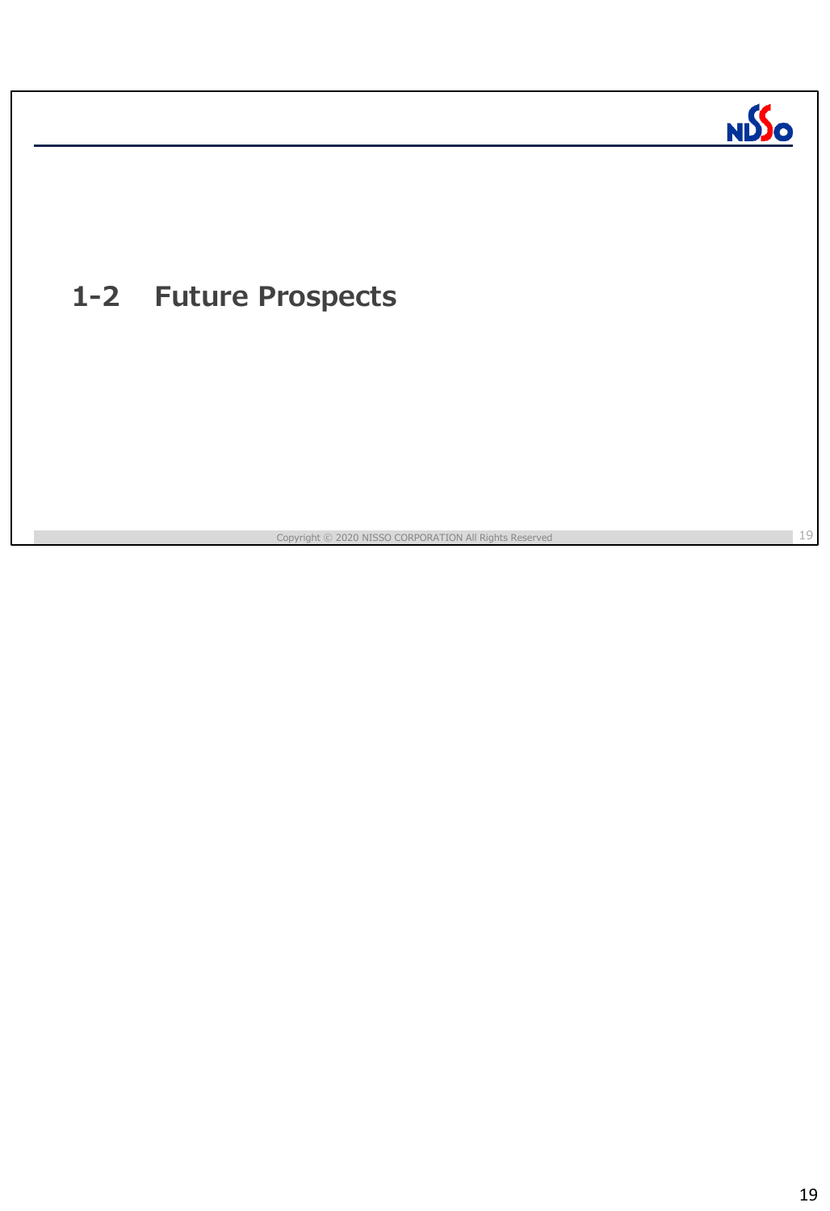## 1-2 Future Prospects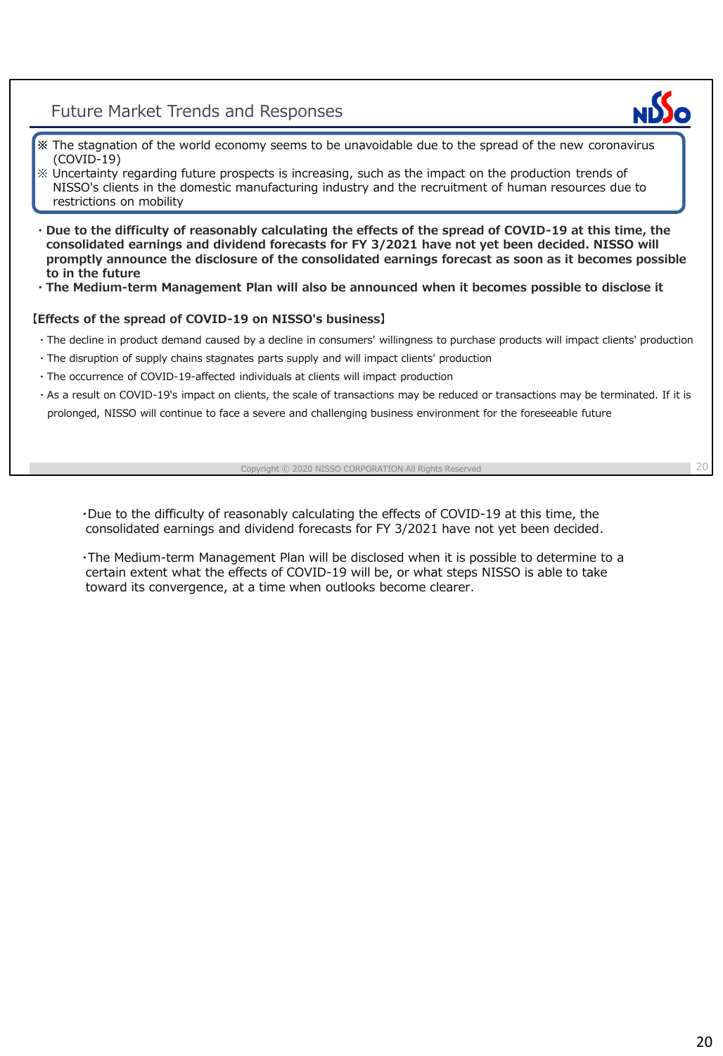## Future Market Trends and Responses

※ The stagnation of the world economy seems to be unavoidable due to the spread of the new coronavirus (COVID-19)
※ Uncertainty regarding future prospects is increasing, such as the impact on the production trends of NISSO's clients in the domestic manufacturing industry and the recruitment of human resources due to restrictions on mobility

- **Due to the difficulty of reasonably calculating the effects of the spread of COVID-19 at this time, the consolidated earnings and dividend forecasts for FY 3/2021 have not yet been decided. NISSO will promptly announce the disclosure of the consolidated earnings forecast as soon as it becomes possible to in the future**
- **The Medium-term Management Plan will also be announced when it becomes possible to disclose it**

**【Effects of the spread of COVID-19 on NISSO's business】**

- The decline in product demand caused by a decline in consumers' willingness to purchase products will impact clients' production
- The disruption of supply chains stagnates parts supply and will impact clients' production
- The occurrence of COVID-19-affected individuals at clients will impact production
- As a result on COVID-19's impact on clients, the scale of transactions may be reduced or transactions may be terminated. If it is prolonged, NISSO will continue to face a severe and challenging business environment for the foreseeable future

Copyright © 2020 NISSO CORPORATION All Rights Reserved

- Due to the difficulty of reasonably calculating the effects of COVID-19 at this time, the consolidated earnings and dividend forecasts for FY 3/2021 have not yet been decided.

- The Medium-term Management Plan will be disclosed when it is possible to determine to a certain extent what the effects of COVID-19 will be, or what steps NISSO is able to take toward its convergence, at a time when outlooks become clearer.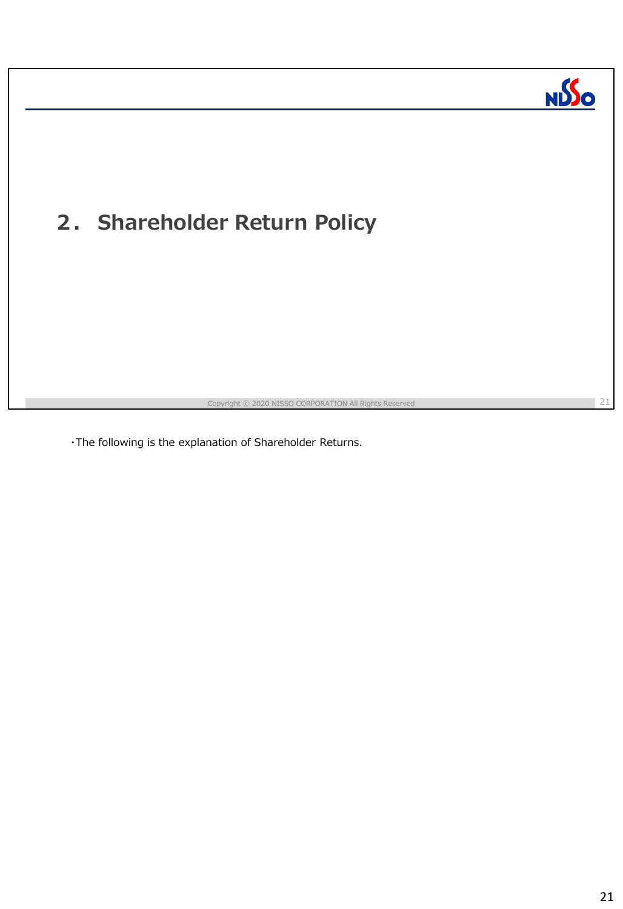## 2． Shareholder Return Policy

・The following is the explanation of Shareholder Returns.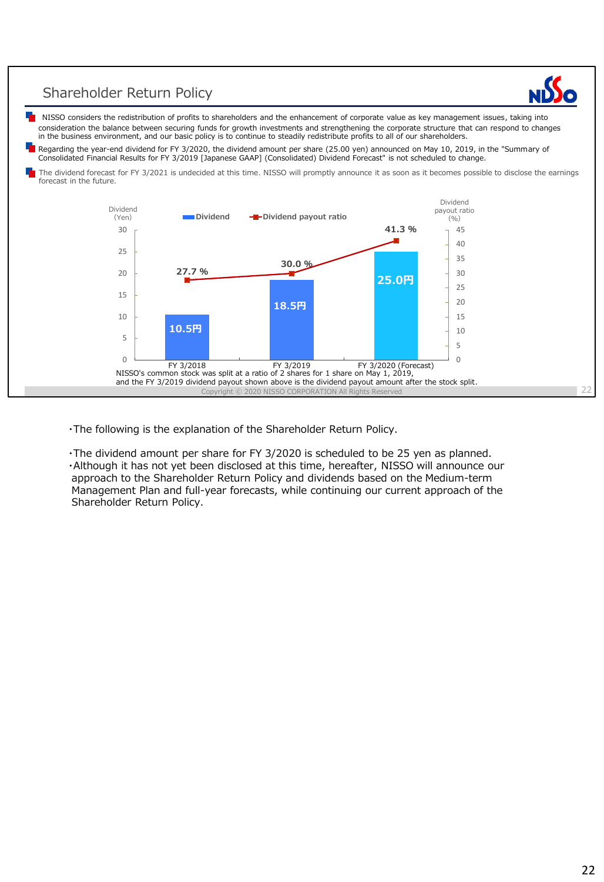## Shareholder Return Policy

- NISSO considers the redistribution of profits to shareholders and the enhancement of corporate value as key management issues, taking into consideration the balance between securing funds for growth investments and strengthening the corporate structure that can respond to changes in the business environment, and our basic policy is to continue to steadily redistribute profits to all of our shareholders.
- Regarding the year-end dividend for FY 3/2020, the dividend amount per share (25.00 yen) announced on May 10, 2019, in the "Summary of Consolidated Financial Results for FY 3/2019 [Japanese GAAP] (Consolidated) Dividend Forecast" is not scheduled to change.
- The dividend forecast for FY 3/2021 is undecided at this time. NISSO will promptly announce it as soon as it becomes possible to disclose the earnings forecast in the future.

| | FY 3/2018 | FY 3/2019 | FY 3/2020 (Forecast) |
|---|---|---|---|
| Dividend (Yen) | 10.5円 | 18.5円 | 25.0円 |
| Dividend payout ratio (%) | 27.7 % | 30.0 % | 41.3 % |

NISSO's common stock was split at a ratio of 2 shares for 1 share on May 1, 2019, and the FY 3/2019 dividend payout shown above is the dividend payout amount after the stock split.

Copyright © 2020 NISSO CORPORATION All Rights Reserved

・The following is the explanation of the Shareholder Return Policy.

・The dividend amount per share for FY 3/2020 is scheduled to be 25 yen as planned.
・Although it has not yet been disclosed at this time, hereafter, NISSO will announce our approach to the Shareholder Return Policy and dividends based on the Medium-term Management Plan and full-year forecasts, while continuing our current approach of the Shareholder Return Policy.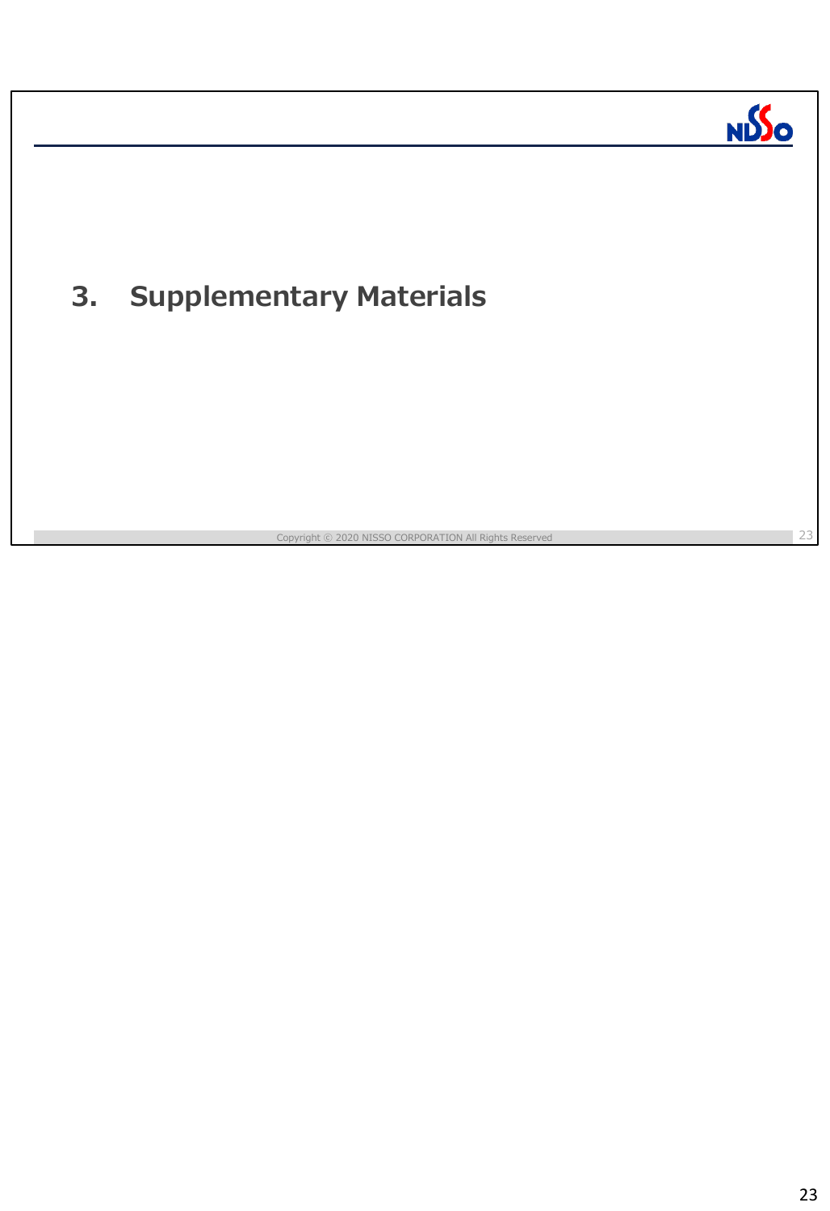# 3. Supplementary Materials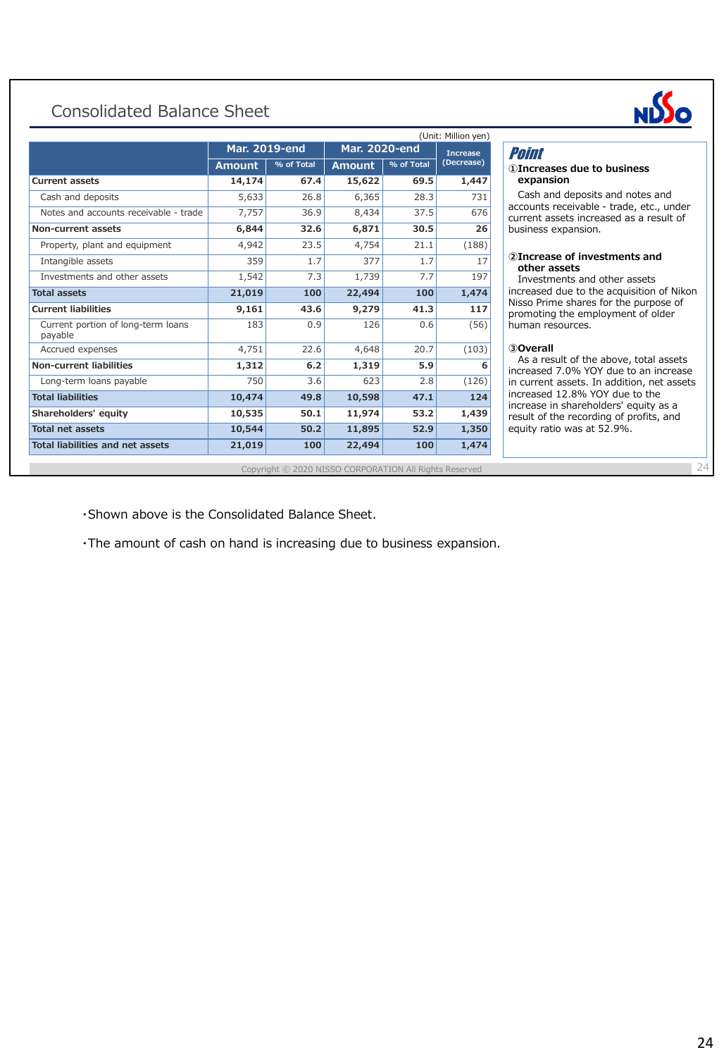# Consolidated Balance Sheet

(Unit: Million yen)

| | Mar. 2019-end | | Mar. 2020-end | | Increase (Decrease) |
|---|---|---|---|---|---|
| | Amount | % of Total | Amount | % of Total | |
| **Current assets** | **14,174** | **67.4** | **15,622** | **69.5** | **1,447** |
| Cash and deposits | 5,633 | 26.8 | 6,365 | 28.3 | 731 |
| Notes and accounts receivable - trade | 7,757 | 36.9 | 8,434 | 37.5 | 676 |
| **Non-current assets** | **6,844** | **32.6** | **6,871** | **30.5** | **26** |
| Property, plant and equipment | 4,942 | 23.5 | 4,754 | 21.1 | (188) |
| Intangible assets | 359 | 1.7 | 377 | 1.7 | 17 |
| Investments and other assets | 1,542 | 7.3 | 1,739 | 7.7 | 197 |
| **Total assets** | **21,019** | **100** | **22,494** | **100** | **1,474** |
| **Current liabilities** | **9,161** | **43.6** | **9,279** | **41.3** | **117** |
| Current portion of long-term loans payable | 183 | 0.9 | 126 | 0.6 | (56) |
| Accrued expenses | 4,751 | 22.6 | 4,648 | 20.7 | (103) |
| **Non-current liabilities** | **1,312** | **6.2** | **1,319** | **5.9** | **6** |
| Long-term loans payable | 750 | 3.6 | 623 | 2.8 | (126) |
| **Total liabilities** | **10,474** | **49.8** | **10,598** | **47.1** | **124** |
| **Shareholders' equity** | **10,535** | **50.1** | **11,974** | **53.2** | **1,439** |
| **Total net assets** | **10,544** | **50.2** | **11,895** | **52.9** | **1,350** |
| **Total liabilities and net assets** | **21,019** | **100** | **22,494** | **100** | **1,474** |

***Point***

**①Increases due to business expansion**

Cash and deposits and notes and accounts receivable - trade, etc., under current assets increased as a result of business expansion.

**②Increase of investments and other assets**

Investments and other assets increased due to the acquisition of Nikon Nisso Prime shares for the purpose of promoting the employment of older human resources.

**③Overall**

As a result of the above, total assets increased 7.0% YOY due to an increase in current assets. In addition, net assets increased 12.8% YOY due to the increase in shareholders' equity as a result of the recording of profits, and equity ratio was at 52.9%.

Copyright © 2020 NISSO CORPORATION All Rights Reserved

・Shown above is the Consolidated Balance Sheet.

・The amount of cash on hand is increasing due to business expansion.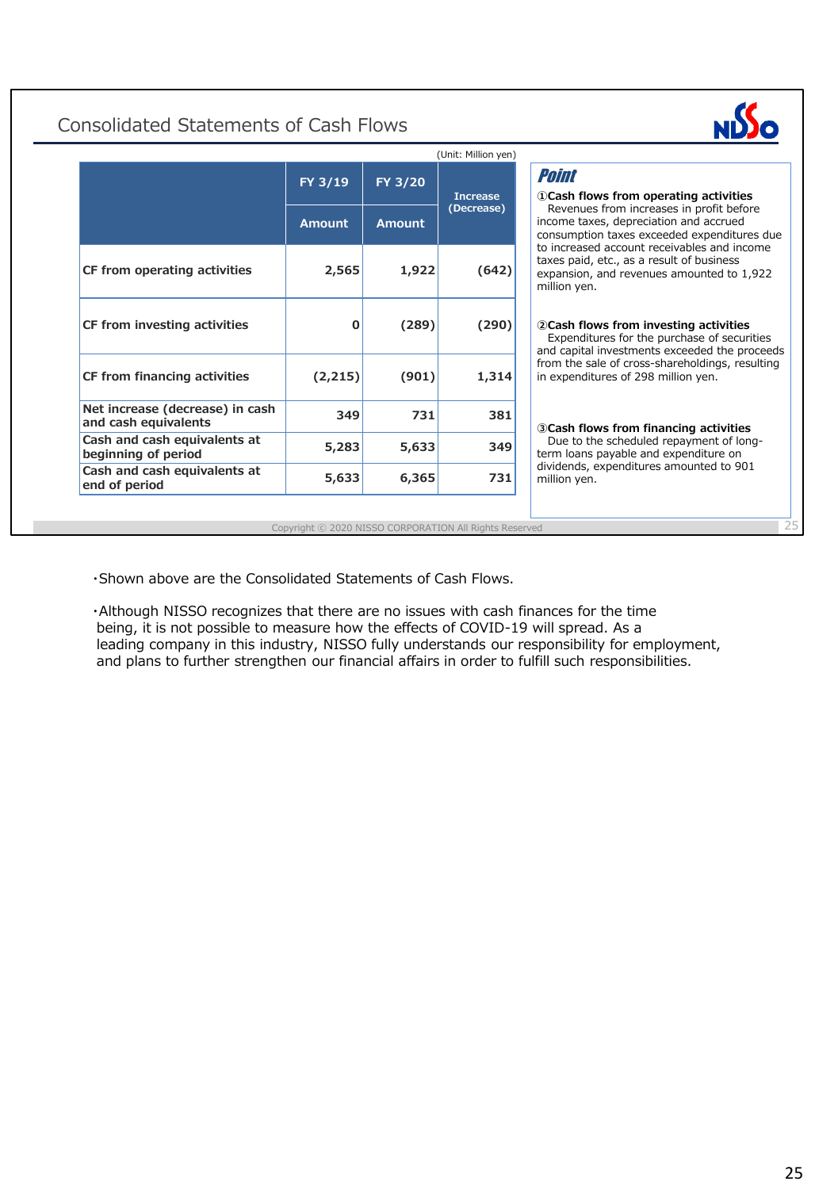## Consolidated Statements of Cash Flows

(Unit: Million yen)

| | FY 3/19 Amount | FY 3/20 Amount | Increase (Decrease) |
|---|---|---|---|
| CF from operating activities | 2,565 | 1,922 | (642) |
| CF from investing activities | 0 | (289) | (290) |
| CF from financing activities | (2,215) | (901) | 1,314 |
| Net increase (decrease) in cash and cash equivalents | 349 | 731 | 381 |
| Cash and cash equivalents at beginning of period | 5,283 | 5,633 | 349 |
| Cash and cash equivalents at end of period | 5,633 | 6,365 | 731 |

**Point**

**①Cash flows from operating activities**
Revenues from increases in profit before income taxes, depreciation and accrued consumption taxes exceeded expenditures due to increased account receivables and income taxes paid, etc., as a result of business expansion, and revenues amounted to 1,922 million yen.

**②Cash flows from investing activities**
Expenditures for the purchase of securities and capital investments exceeded the proceeds from the sale of cross-shareholdings, resulting in expenditures of 298 million yen.

**③Cash flows from financing activities**
Due to the scheduled repayment of long-term loans payable and expenditure on dividends, expenditures amounted to 901 million yen.

Copyright © 2020 NISSO CORPORATION All Rights Reserved

・Shown above are the Consolidated Statements of Cash Flows.

・Although NISSO recognizes that there are no issues with cash finances for the time being, it is not possible to measure how the effects of COVID-19 will spread. As a leading company in this industry, NISSO fully understands our responsibility for employment, and plans to further strengthen our financial affairs in order to fulfill such responsibilities.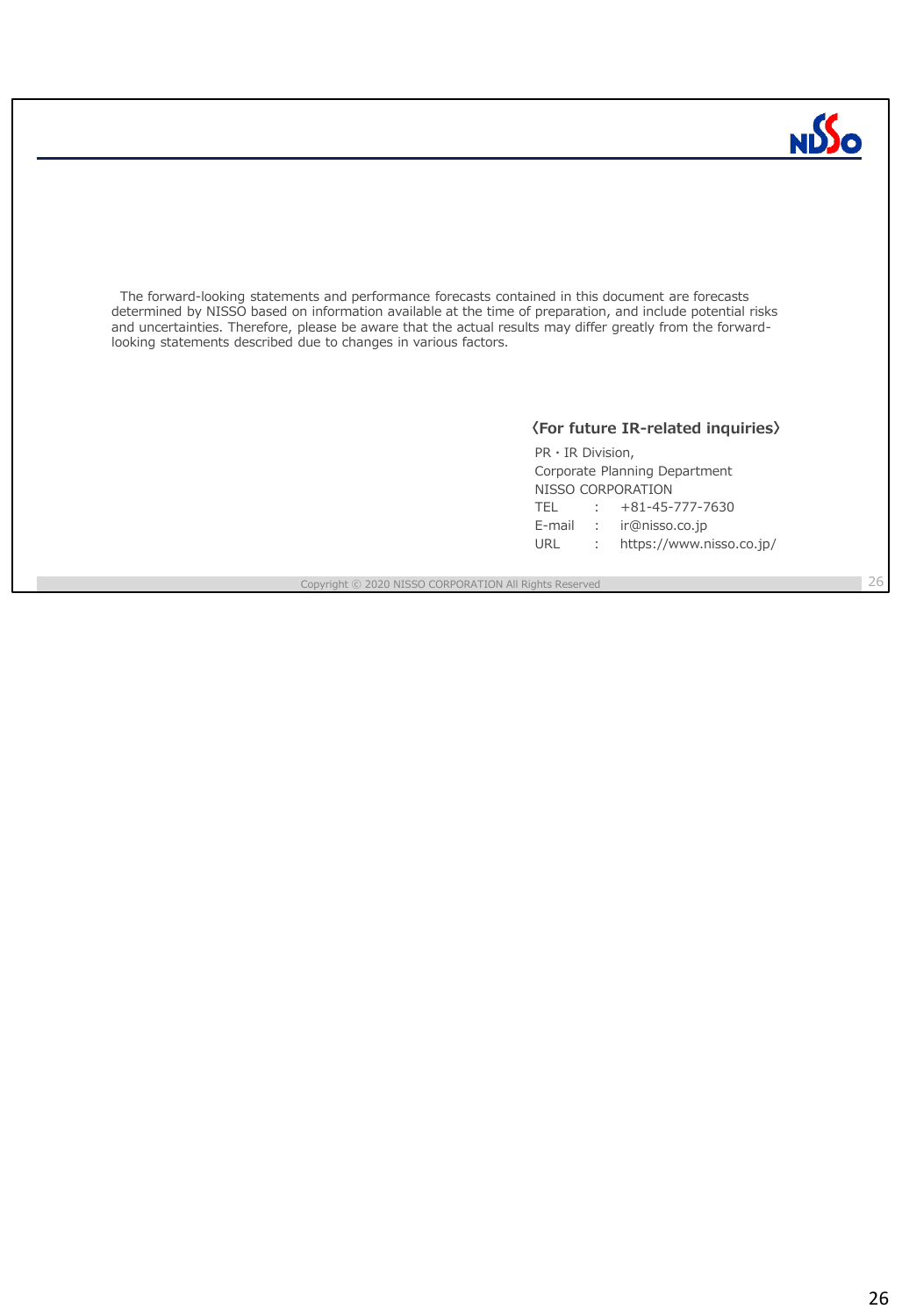The forward-looking statements and performance forecasts contained in this document are forecasts determined by NISSO based on information available at the time of preparation, and include potential risks and uncertainties. Therefore, please be aware that the actual results may differ greatly from the forward-looking statements described due to changes in various factors.

**〈For future IR-related inquiries〉**

PR・IR Division,
Corporate Planning Department
NISSO CORPORATION
TEL : +81-45-777-7630
E-mail : ir@nisso.co.jp
URL : https://www.nisso.co.jp/

Copyright © 2020 NISSO CORPORATION All Rights Reserved